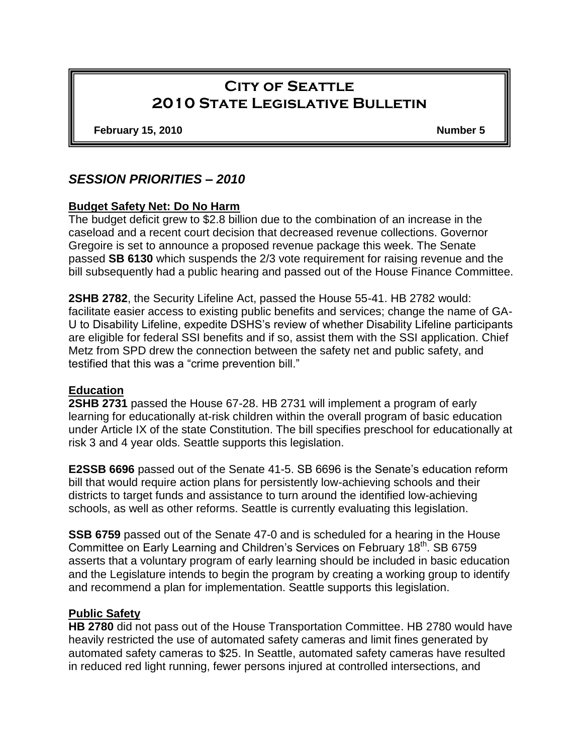# City of Seattle 2010 State Legislative Bulletin

**February 15, 2010** **Number 5**

## *SESSION PRIORITIES – 2010*

### Budget Safety Net: Do No Harm

The budget deficit grew to $2.8 billion due to the combination of an increase in the caseload and a recent court decision that decreased revenue collections. Governor Gregoire is set to announce a proposed revenue package this week. The Senate passed **SB 6130** which suspends the 2/3 vote requirement for raising revenue and the bill subsequently had a public hearing and passed out of the House Finance Committee.

**2SHB 2782**, the Security Lifeline Act, passed the House 55-41. HB 2782 would: facilitate easier access to existing public benefits and services; change the name of GA-U to Disability Lifeline, expedite DSHS's review of whether Disability Lifeline participants are eligible for federal SSI benefits and if so, assist them with the SSI application. Chief Metz from SPD drew the connection between the safety net and public safety, and testified that this was a "crime prevention bill."

### Education

**2SHB 2731** passed the House 67-28. HB 2731 will implement a program of early learning for educationally at-risk children within the overall program of basic education under Article IX of the state Constitution. The bill specifies preschool for educationally at risk 3 and 4 year olds. Seattle supports this legislation.

**E2SSB 6696** passed out of the Senate 41-5. SB 6696 is the Senate's education reform bill that would require action plans for persistently low-achieving schools and their districts to target funds and assistance to turn around the identified low-achieving schools, as well as other reforms. Seattle is currently evaluating this legislation.

**SSB 6759** passed out of the Senate 47-0 and is scheduled for a hearing in the House Committee on Early Learning and Children's Services on February 18th. SB 6759 asserts that a voluntary program of early learning should be included in basic education and the Legislature intends to begin the program by creating a working group to identify and recommend a plan for implementation. Seattle supports this legislation.

### Public Safety

**HB 2780** did not pass out of the House Transportation Committee. HB 2780 would have heavily restricted the use of automated safety cameras and limit fines generated by automated safety cameras to $25. In Seattle, automated safety cameras have resulted in reduced red light running, fewer persons injured at controlled intersections, and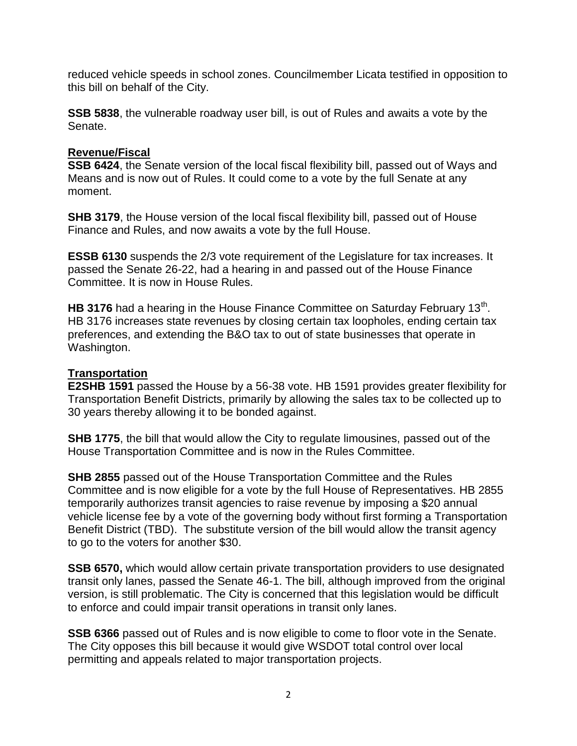reduced vehicle speeds in school zones. Councilmember Licata testified in opposition to this bill on behalf of the City.

**SSB 5838**, the vulnerable roadway user bill, is out of Rules and awaits a vote by the Senate.

## Revenue/Fiscal

**SSB 6424**, the Senate version of the local fiscal flexibility bill, passed out of Ways and Means and is now out of Rules. It could come to a vote by the full Senate at any moment.

**SHB 3179**, the House version of the local fiscal flexibility bill, passed out of House Finance and Rules, and now awaits a vote by the full House.

**ESSB 6130** suspends the 2/3 vote requirement of the Legislature for tax increases. It passed the Senate 26-22, had a hearing in and passed out of the House Finance Committee. It is now in House Rules.

**HB 3176** had a hearing in the House Finance Committee on Saturday February 13th. HB 3176 increases state revenues by closing certain tax loopholes, ending certain tax preferences, and extending the B&O tax to out of state businesses that operate in Washington.

## Transportation

**E2SHB 1591** passed the House by a 56-38 vote. HB 1591 provides greater flexibility for Transportation Benefit Districts, primarily by allowing the sales tax to be collected up to 30 years thereby allowing it to be bonded against.

**SHB 1775**, the bill that would allow the City to regulate limousines, passed out of the House Transportation Committee and is now in the Rules Committee.

**SHB 2855** passed out of the House Transportation Committee and the Rules Committee and is now eligible for a vote by the full House of Representatives. HB 2855 temporarily authorizes transit agencies to raise revenue by imposing a $20 annual vehicle license fee by a vote of the governing body without first forming a Transportation Benefit District (TBD). The substitute version of the bill would allow the transit agency to go to the voters for another $30.

**SSB 6570,** which would allow certain private transportation providers to use designated transit only lanes, passed the Senate 46-1. The bill, although improved from the original version, is still problematic. The City is concerned that this legislation would be difficult to enforce and could impair transit operations in transit only lanes.

**SSB 6366** passed out of Rules and is now eligible to come to floor vote in the Senate. The City opposes this bill because it would give WSDOT total control over local permitting and appeals related to major transportation projects.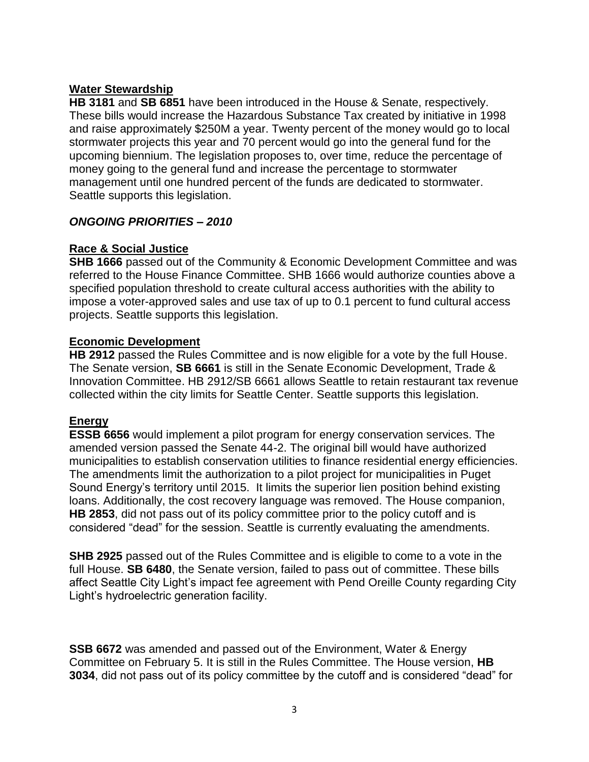**Water Stewardship**

**HB 3181** and **SB 6851** have been introduced in the House & Senate, respectively. These bills would increase the Hazardous Substance Tax created by initiative in 1998 and raise approximately $250M a year. Twenty percent of the money would go to local stormwater projects this year and 70 percent would go into the general fund for the upcoming biennium. The legislation proposes to, over time, reduce the percentage of money going to the general fund and increase the percentage to stormwater management until one hundred percent of the funds are dedicated to stormwater. Seattle supports this legislation.

***ONGOING PRIORITIES – 2010***

**Race & Social Justice**

**SHB 1666** passed out of the Community & Economic Development Committee and was referred to the House Finance Committee. SHB 1666 would authorize counties above a specified population threshold to create cultural access authorities with the ability to impose a voter-approved sales and use tax of up to 0.1 percent to fund cultural access projects. Seattle supports this legislation.

**Economic Development**

**HB 2912** passed the Rules Committee and is now eligible for a vote by the full House. The Senate version, **SB 6661** is still in the Senate Economic Development, Trade & Innovation Committee. HB 2912/SB 6661 allows Seattle to retain restaurant tax revenue collected within the city limits for Seattle Center. Seattle supports this legislation.

**Energy**

**ESSB 6656** would implement a pilot program for energy conservation services. The amended version passed the Senate 44-2. The original bill would have authorized municipalities to establish conservation utilities to finance residential energy efficiencies. The amendments limit the authorization to a pilot project for municipalities in Puget Sound Energy's territory until 2015. It limits the superior lien position behind existing loans. Additionally, the cost recovery language was removed. The House companion, **HB 2853**, did not pass out of its policy committee prior to the policy cutoff and is considered "dead" for the session. Seattle is currently evaluating the amendments.

**SHB 2925** passed out of the Rules Committee and is eligible to come to a vote in the full House. **SB 6480**, the Senate version, failed to pass out of committee. These bills affect Seattle City Light's impact fee agreement with Pend Oreille County regarding City Light's hydroelectric generation facility.

**SSB 6672** was amended and passed out of the Environment, Water & Energy Committee on February 5. It is still in the Rules Committee. The House version, **HB 3034**, did not pass out of its policy committee by the cutoff and is considered "dead" for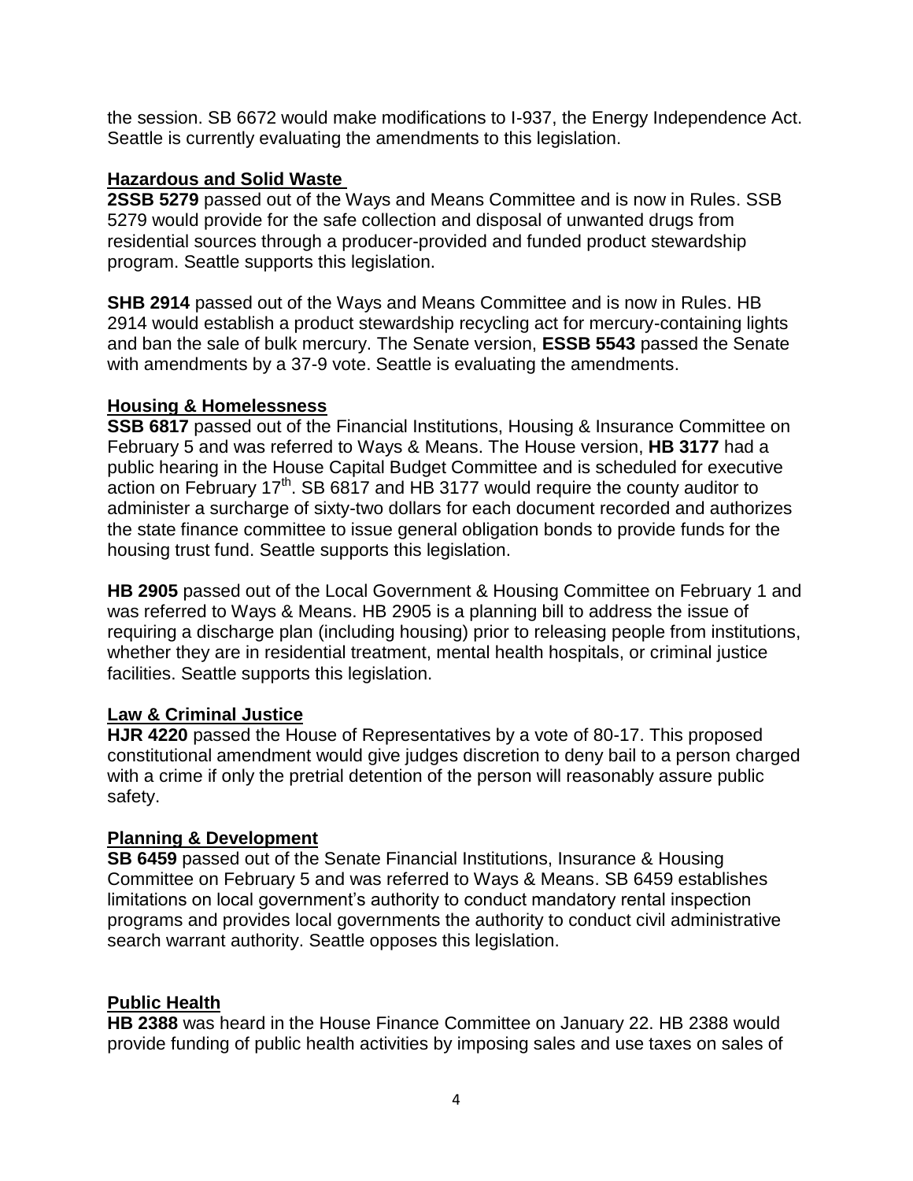the session. SB 6672 would make modifications to I-937, the Energy Independence Act. Seattle is currently evaluating the amendments to this legislation.

## Hazardous and Solid Waste

**2SSB 5279** passed out of the Ways and Means Committee and is now in Rules. SSB 5279 would provide for the safe collection and disposal of unwanted drugs from residential sources through a producer-provided and funded product stewardship program. Seattle supports this legislation.

**SHB 2914** passed out of the Ways and Means Committee and is now in Rules. HB 2914 would establish a product stewardship recycling act for mercury-containing lights and ban the sale of bulk mercury. The Senate version, **ESSB 5543** passed the Senate with amendments by a 37-9 vote. Seattle is evaluating the amendments.

## Housing & Homelessness

**SSB 6817** passed out of the Financial Institutions, Housing & Insurance Committee on February 5 and was referred to Ways & Means. The House version, **HB 3177** had a public hearing in the House Capital Budget Committee and is scheduled for executive action on February 17th. SB 6817 and HB 3177 would require the county auditor to administer a surcharge of sixty-two dollars for each document recorded and authorizes the state finance committee to issue general obligation bonds to provide funds for the housing trust fund. Seattle supports this legislation.

**HB 2905** passed out of the Local Government & Housing Committee on February 1 and was referred to Ways & Means. HB 2905 is a planning bill to address the issue of requiring a discharge plan (including housing) prior to releasing people from institutions, whether they are in residential treatment, mental health hospitals, or criminal justice facilities. Seattle supports this legislation.

## Law & Criminal Justice

**HJR 4220** passed the House of Representatives by a vote of 80-17. This proposed constitutional amendment would give judges discretion to deny bail to a person charged with a crime if only the pretrial detention of the person will reasonably assure public safety.

## Planning & Development

**SB 6459** passed out of the Senate Financial Institutions, Insurance & Housing Committee on February 5 and was referred to Ways & Means. SB 6459 establishes limitations on local government's authority to conduct mandatory rental inspection programs and provides local governments the authority to conduct civil administrative search warrant authority. Seattle opposes this legislation.

## Public Health

**HB 2388** was heard in the House Finance Committee on January 22. HB 2388 would provide funding of public health activities by imposing sales and use taxes on sales of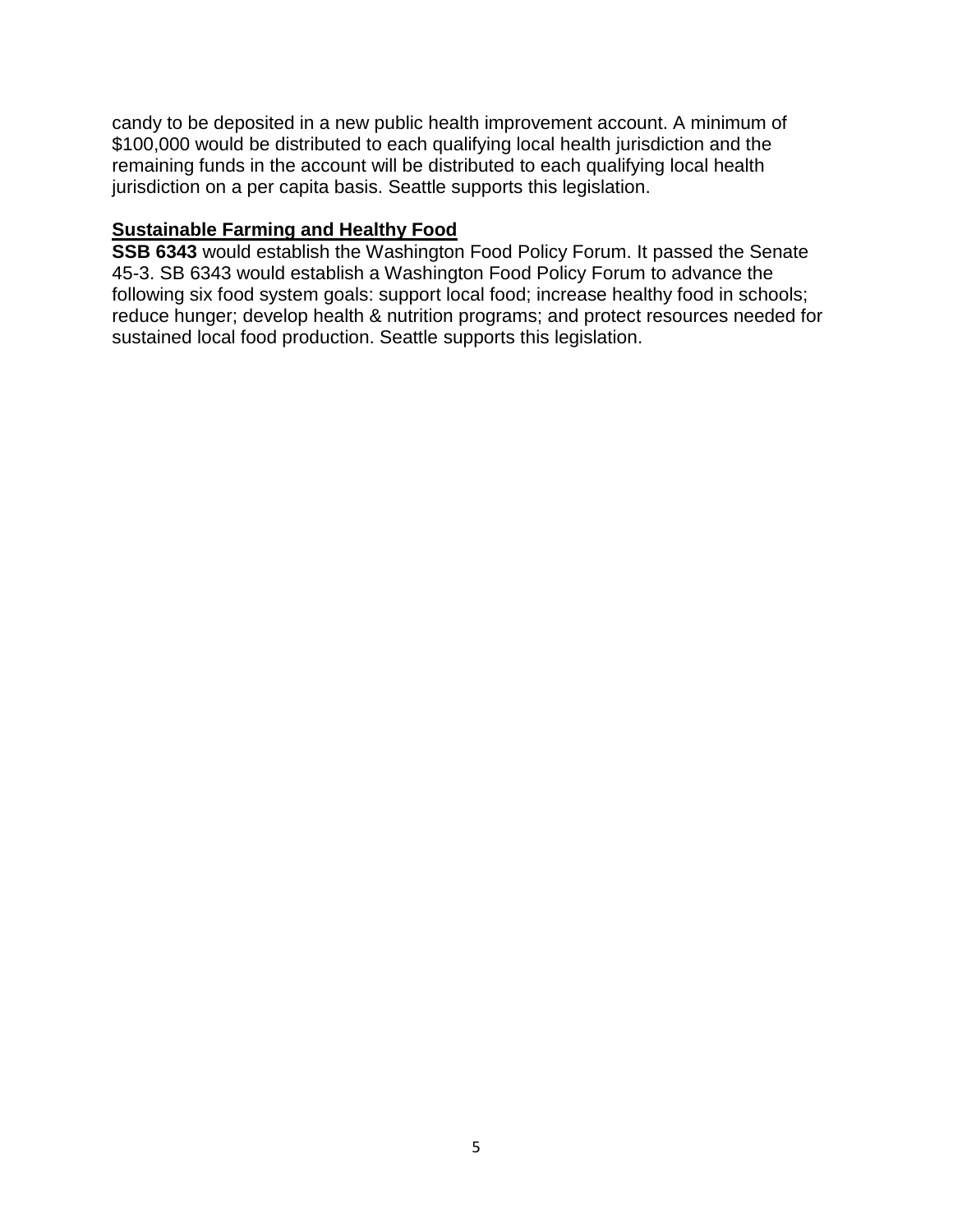candy to be deposited in a new public health improvement account. A minimum of $100,000 would be distributed to each qualifying local health jurisdiction and the remaining funds in the account will be distributed to each qualifying local health jurisdiction on a per capita basis. Seattle supports this legislation.

**Sustainable Farming and Healthy Food**

**SSB 6343** would establish the Washington Food Policy Forum. It passed the Senate 45-3. SB 6343 would establish a Washington Food Policy Forum to advance the following six food system goals: support local food; increase healthy food in schools; reduce hunger; develop health & nutrition programs; and protect resources needed for sustained local food production. Seattle supports this legislation.